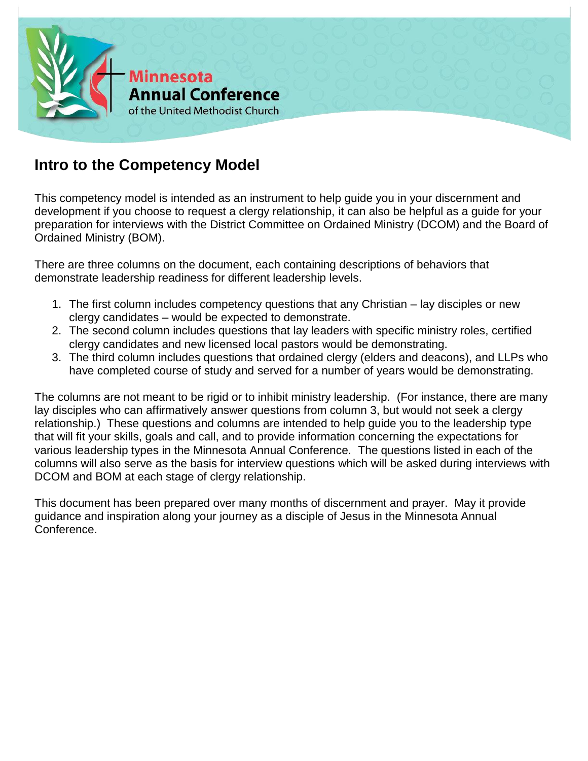Minnesota
Annual Conference
of the United Methodist Church

## Intro to the Competency Model

This competency model is intended as an instrument to help guide you in your discernment and development if you choose to request a clergy relationship, it can also be helpful as a guide for your preparation for interviews with the District Committee on Ordained Ministry (DCOM) and the Board of Ordained Ministry (BOM).

There are three columns on the document, each containing descriptions of behaviors that demonstrate leadership readiness for different leadership levels.

1. The first column includes competency questions that any Christian – lay disciples or new clergy candidates – would be expected to demonstrate.
2. The second column includes questions that lay leaders with specific ministry roles, certified clergy candidates and new licensed local pastors would be demonstrating.
3. The third column includes questions that ordained clergy (elders and deacons), and LLPs who have completed course of study and served for a number of years would be demonstrating.

The columns are not meant to be rigid or to inhibit ministry leadership. (For instance, there are many lay disciples who can affirmatively answer questions from column 3, but would not seek a clergy relationship.) These questions and columns are intended to help guide you to the leadership type that will fit your skills, goals and call, and to provide information concerning the expectations for various leadership types in the Minnesota Annual Conference. The questions listed in each of the columns will also serve as the basis for interview questions which will be asked during interviews with DCOM and BOM at each stage of clergy relationship.

This document has been prepared over many months of discernment and prayer. May it provide guidance and inspiration along your journey as a disciple of Jesus in the Minnesota Annual Conference.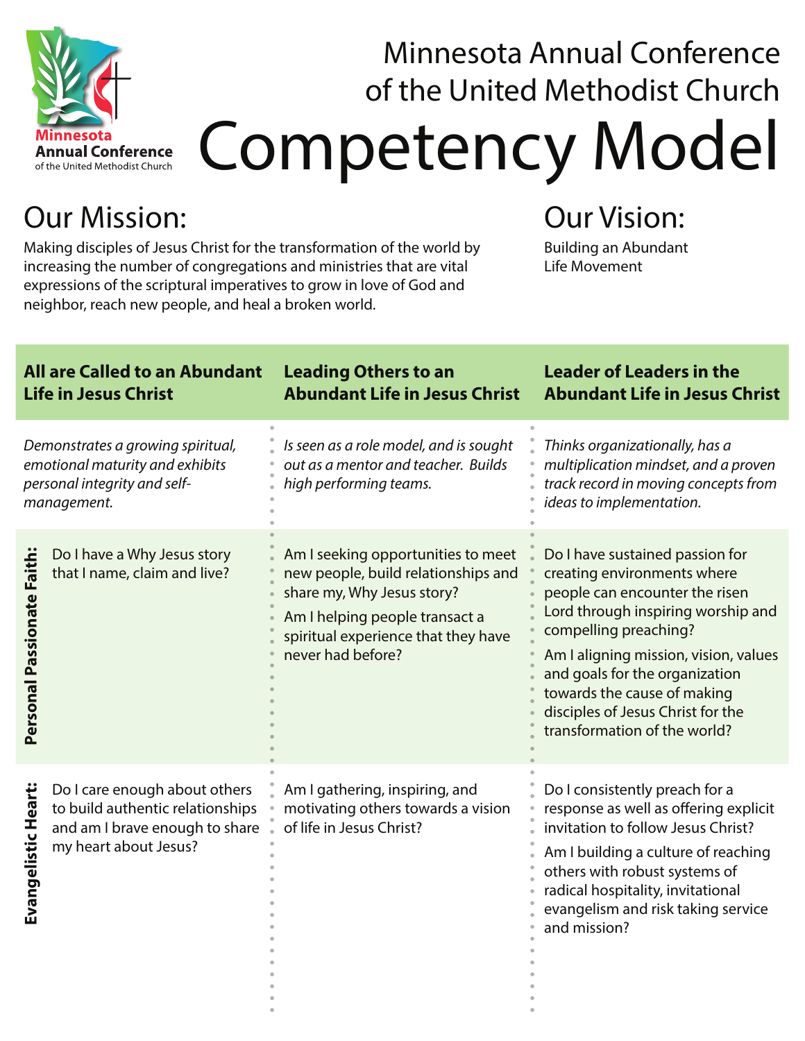Minnesota Annual Conference of the United Methodist Church

# Competency Model

## Our Mission:

Making disciples of Jesus Christ for the transformation of the world by increasing the number of congregations and ministries that are vital expressions of the scriptural imperatives to grow in love of God and neighbor, reach new people, and heal a broken world.

## Our Vision:

Building an Abundant Life Movement

| | All are Called to an Abundant Life in Jesus Christ | Leading Others to an Abundant Life in Jesus Christ | Leader of Leaders in the Abundant Life in Jesus Christ |
|---|---|---|---|
| | *Demonstrates a growing spiritual, emotional maturity and exhibits personal integrity and self-management.* | *Is seen as a role model, and is sought out as a mentor and teacher. Builds high performing teams.* | *Thinks organizationally, has a multiplication mindset, and a proven track record in moving concepts from ideas to implementation.* |
| **Personal Passionate Faith:** | Do I have a Why Jesus story that I name, claim and live? | Am I seeking opportunities to meet new people, build relationships and share my, Why Jesus story?<br><br>Am I helping people transact a spiritual experience that they have never had before? | Do I have sustained passion for creating environments where people can encounter the risen Lord through inspiring worship and compelling preaching?<br><br>Am I aligning mission, vision, values and goals for the organization towards the cause of making disciples of Jesus Christ for the transformation of the world? |
| **Evangelistic Heart:** | Do I care enough about others to build authentic relationships and am I brave enough to share my heart about Jesus? | Am I gathering, inspiring, and motivating others towards a vision of life in Jesus Christ? | Do I consistently preach for a response as well as offering explicit invitation to follow Jesus Christ?<br><br>Am I building a culture of reaching others with robust systems of radical hospitality, invitational evangelism and risk taking service and mission? |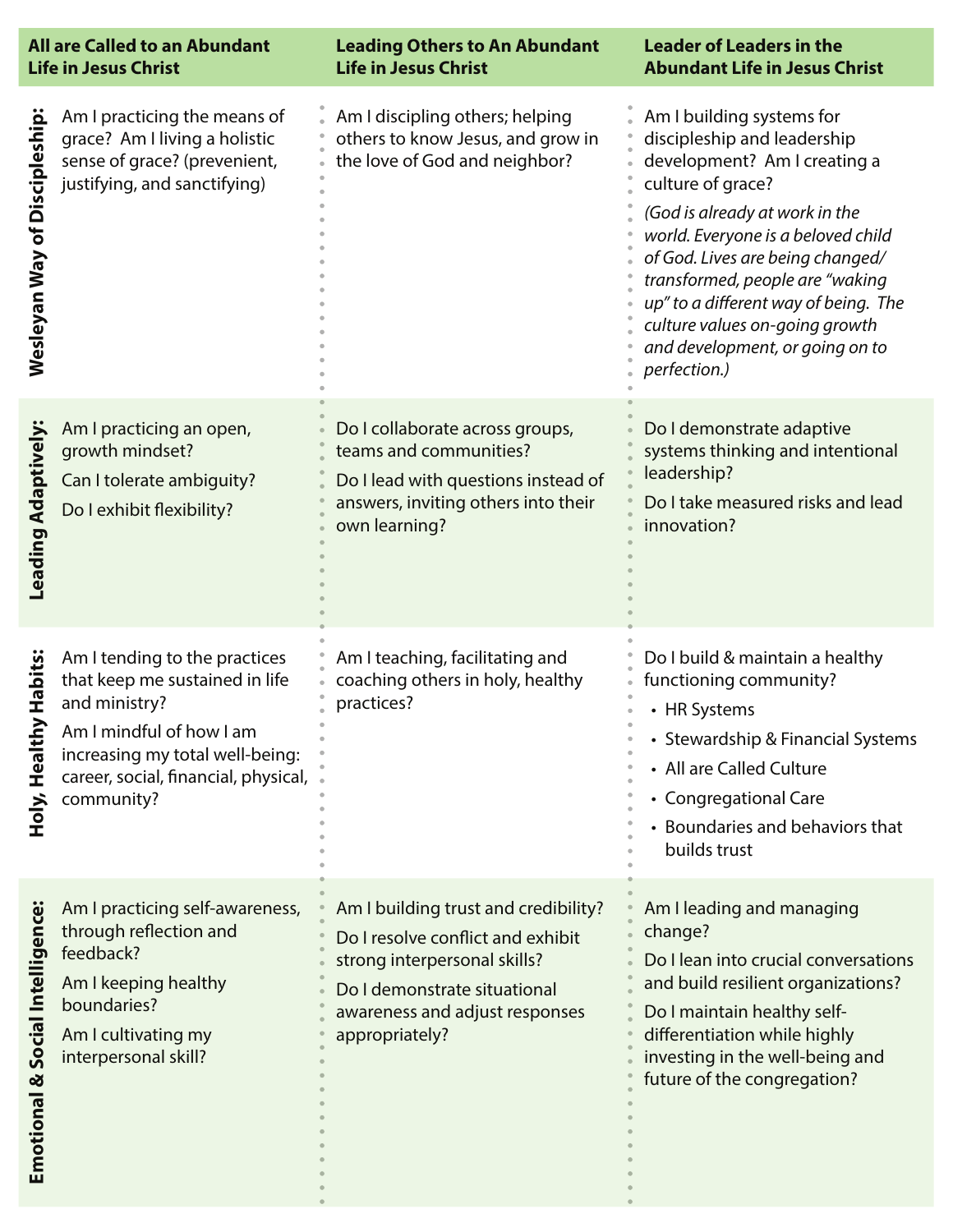| | All are Called to an Abundant Life in Jesus Christ | Leading Others to An Abundant Life in Jesus Christ | Leader of Leaders in the Abundant Life in Jesus Christ |
|---|---|---|---|
| **Wesleyan Way of Discipleship:** | Am I practicing the means of grace? Am I living a holistic sense of grace? (prevenient, justifying, and sanctifying) | Am I discipling others; helping others to know Jesus, and grow in the love of God and neighbor? | Am I building systems for discipleship and leadership development? Am I creating a culture of grace? *(God is already at work in the world. Everyone is a beloved child of God. Lives are being changed/ transformed, people are "waking up" to a different way of being. The culture values on-going growth and development, or going on to perfection.)* |
| **Leading Adaptively:** | Am I practicing an open, growth mindset? Can I tolerate ambiguity? Do I exhibit flexibility? | Do I collaborate across groups, teams and communities? Do I lead with questions instead of answers, inviting others into their own learning? | Do I demonstrate adaptive systems thinking and intentional leadership? Do I take measured risks and lead innovation? |
| **Holy, Healthy Habits:** | Am I tending to the practices that keep me sustained in life and ministry? Am I mindful of how I am increasing my total well-being: career, social, financial, physical, community? | Am I teaching, facilitating and coaching others in holy, healthy practices? | Do I build & maintain a healthy functioning community?<br>• HR Systems<br>• Stewardship & Financial Systems<br>• All are Called Culture<br>• Congregational Care<br>• Boundaries and behaviors that builds trust |
| **Emotional & Social Intelligence:** | Am I practicing self-awareness, through reflection and feedback? Am I keeping healthy boundaries? Am I cultivating my interpersonal skill? | Am I building trust and credibility? Do I resolve conflict and exhibit strong interpersonal skills? Do I demonstrate situational awareness and adjust responses appropriately? | Am I leading and managing change? Do I lean into crucial conversations and build resilient organizations? Do I maintain healthy self-differentiation while highly investing in the well-being and future of the congregation? |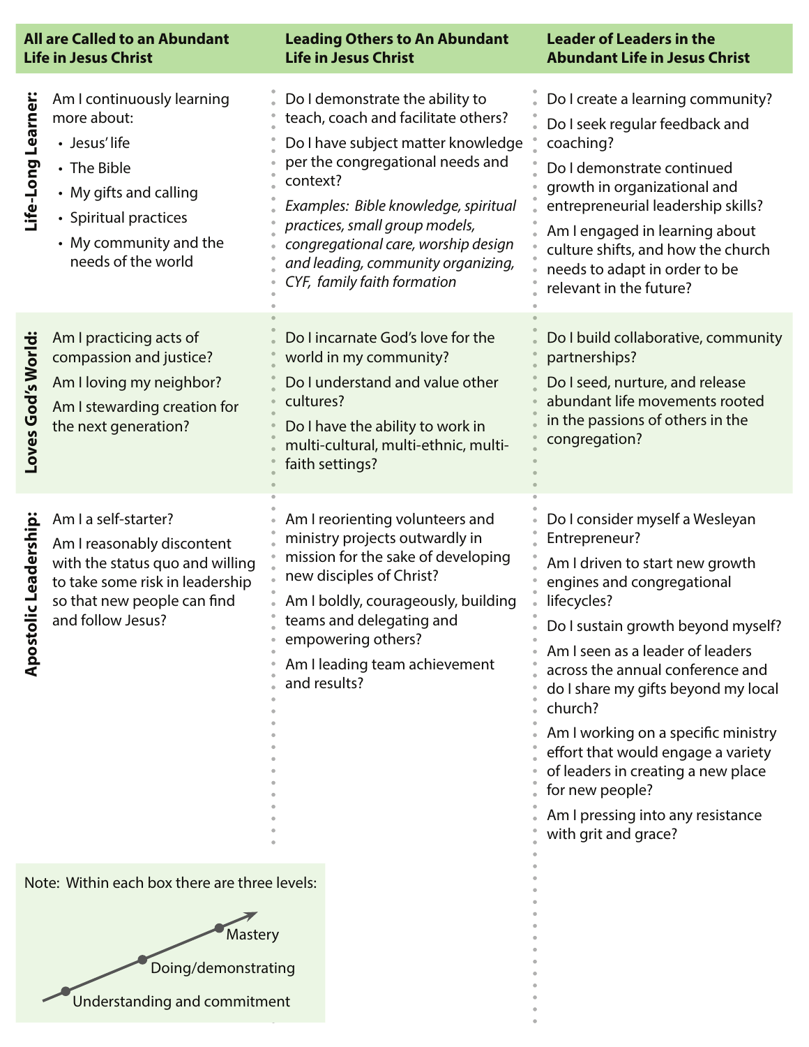| | All are Called to an Abundant Life in Jesus Christ | Leading Others to An Abundant Life in Jesus Christ | Leader of Leaders in the Abundant Life in Jesus Christ |
|---|---|---|---|
| **Life-Long Learner:** | Am I continuously learning more about:<br>• Jesus' life<br>• The Bible<br>• My gifts and calling<br>• Spiritual practices<br>• My community and the needs of the world | Do I demonstrate the ability to teach, coach and facilitate others?<br>Do I have subject matter knowledge per the congregational needs and context?<br>*Examples: Bible knowledge, spiritual practices, small group models, congregational care, worship design and leading, community organizing, CYF, family faith formation* | Do I create a learning community?<br>Do I seek regular feedback and coaching?<br>Do I demonstrate continued growth in organizational and entrepreneurial leadership skills?<br>Am I engaged in learning about culture shifts, and how the church needs to adapt in order to be relevant in the future? |
| **Loves God's World:** | Am I practicing acts of compassion and justice?<br>Am I loving my neighbor?<br>Am I stewarding creation for the next generation? | Do I incarnate God's love for the world in my community?<br>Do I understand and value other cultures?<br>Do I have the ability to work in multi-cultural, multi-ethnic, multi-faith settings? | Do I build collaborative, community partnerships?<br>Do I seed, nurture, and release abundant life movements rooted in the passions of others in the congregation? |
| **Apostolic Leadership:** | Am I a self-starter?<br>Am I reasonably discontent with the status quo and willing to take some risk in leadership so that new people can find and follow Jesus? | Am I reorienting volunteers and ministry projects outwardly in mission for the sake of developing new disciples of Christ?<br>Am I boldly, courageously, building teams and delegating and empowering others?<br>Am I leading team achievement and results? | Do I consider myself a Wesleyan Entrepreneur?<br>Am I driven to start new growth engines and congregational lifecycles?<br>Do I sustain growth beyond myself?<br>Am I seen as a leader of leaders across the annual conference and do I share my gifts beyond my local church?<br>Am I working on a specific ministry effort that would engage a variety of leaders in creating a new place for new people?<br>Am I pressing into any resistance with grit and grace? |

Note: Within each box there are three levels:

Mastery

Doing/demonstrating

Understanding and commitment